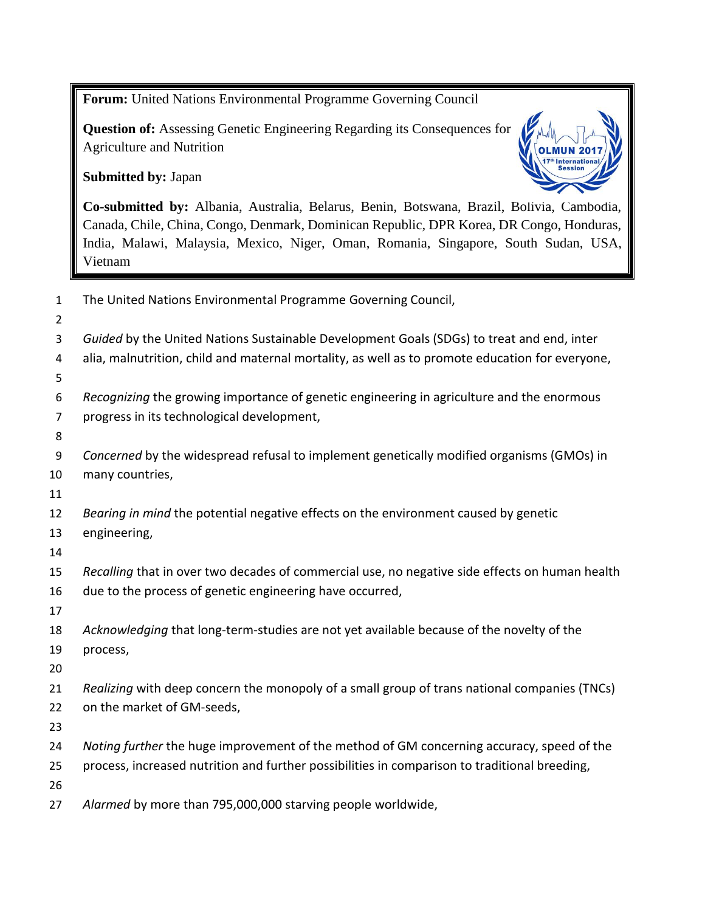**Forum:** United Nations Environmental Programme Governing Council

**Question of:** Assessing Genetic Engineering Regarding its Consequences for Agriculture and Nutrition

**Submitted by:** Japan

**Co-submitted by:** Albania, Australia, Belarus, Benin, Botswana, Brazil, Bolivia, Cambodia, Canada, Chile, China, Congo, Denmark, Dominican Republic, DPR Korea, DR Congo, Honduras, India, Malawi, Malaysia, Mexico, Niger, Oman, Romania, Singapore, South Sudan, USA, Vietnam

The United Nations Environmental Programme Governing Council,

*Guided* by the United Nations Sustainable Development Goals (SDGs) to treat and end, inter alia, malnutrition, child and maternal mortality, as well as to promote education for everyone,

*Recognizing* the growing importance of genetic engineering in agriculture and the enormous progress in its technological development,

*Concerned* by the widespread refusal to implement genetically modified organisms (GMOs) in many countries,

*Bearing in mind* the potential negative effects on the environment caused by genetic engineering,

*Recalling* that in over two decades of commercial use, no negative side effects on human health due to the process of genetic engineering have occurred,

*Acknowledging* that long-term-studies are not yet available because of the novelty of the process,

*Realizing* with deep concern the monopoly of a small group of trans national companies (TNCs) on the market of GM-seeds,

*Noting further* the huge improvement of the method of GM concerning accuracy, speed of the process, increased nutrition and further possibilities in comparison to traditional breeding,

*Alarmed* by more than 795,000,000 starving people worldwide,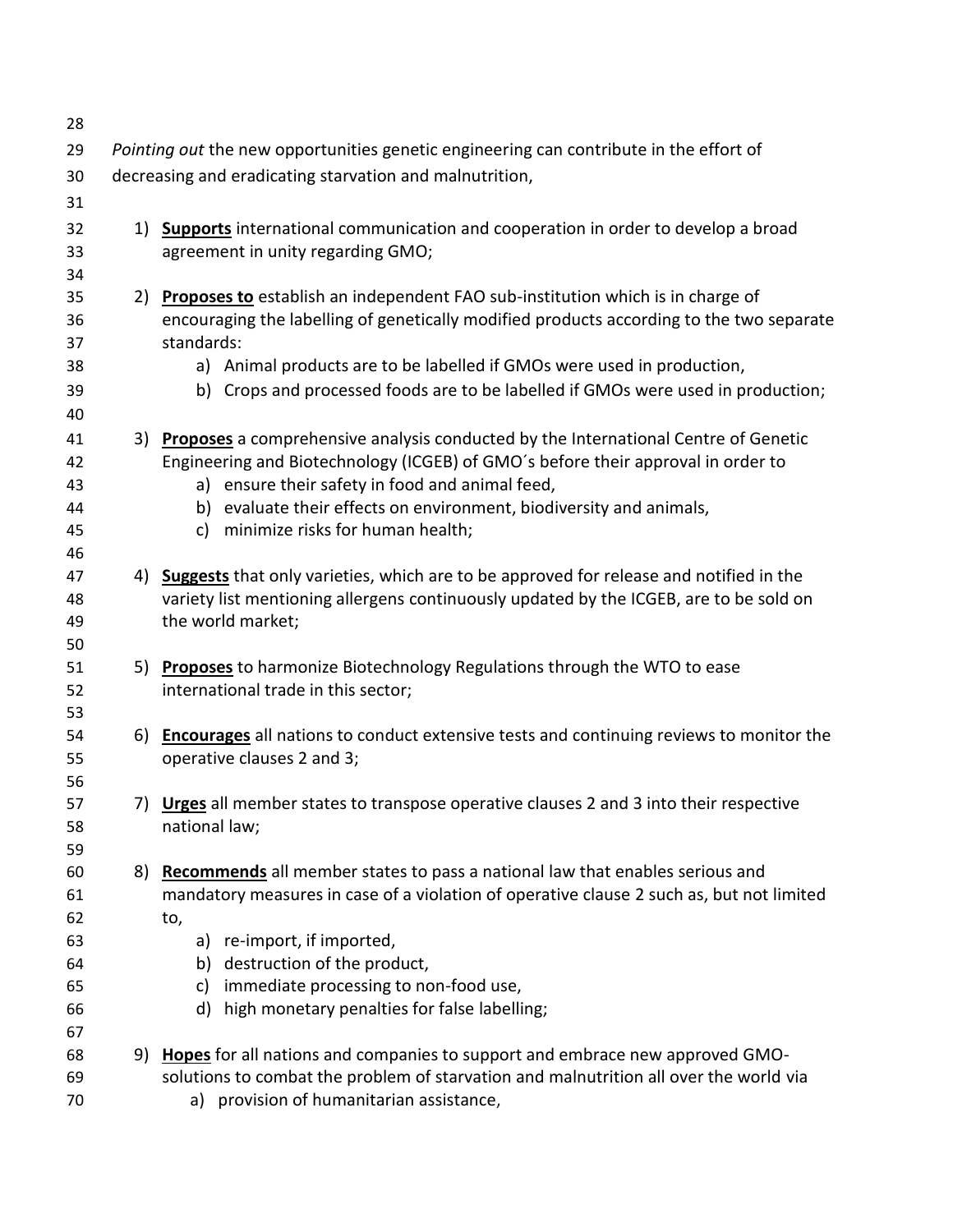*Pointing out* the new opportunities genetic engineering can contribute in the effort of decreasing and eradicating starvation and malnutrition,

1) **Supports** international communication and cooperation in order to develop a broad agreement in unity regarding GMO;

2) **Proposes to** establish an independent FAO sub-institution which is in charge of encouraging the labelling of genetically modified products according to the two separate standards:
    a) Animal products are to be labelled if GMOs were used in production,
    b) Crops and processed foods are to be labelled if GMOs were used in production;

3) **Proposes** a comprehensive analysis conducted by the International Centre of Genetic Engineering and Biotechnology (ICGEB) of GMO´s before their approval in order to
    a) ensure their safety in food and animal feed,
    b) evaluate their effects on environment, biodiversity and animals,
    c) minimize risks for human health;

4) **Suggests** that only varieties, which are to be approved for release and notified in the variety list mentioning allergens continuously updated by the ICGEB, are to be sold on the world market;

5) **Proposes** to harmonize Biotechnology Regulations through the WTO to ease international trade in this sector;

6) **Encourages** all nations to conduct extensive tests and continuing reviews to monitor the operative clauses 2 and 3;

7) **Urges** all member states to transpose operative clauses 2 and 3 into their respective national law;

8) **Recommends** all member states to pass a national law that enables serious and mandatory measures in case of a violation of operative clause 2 such as, but not limited to,
    a) re-import, if imported,
    b) destruction of the product,
    c) immediate processing to non-food use,
    d) high monetary penalties for false labelling;

9) **Hopes** for all nations and companies to support and embrace new approved GMO-solutions to combat the problem of starvation and malnutrition all over the world via
    a) provision of humanitarian assistance,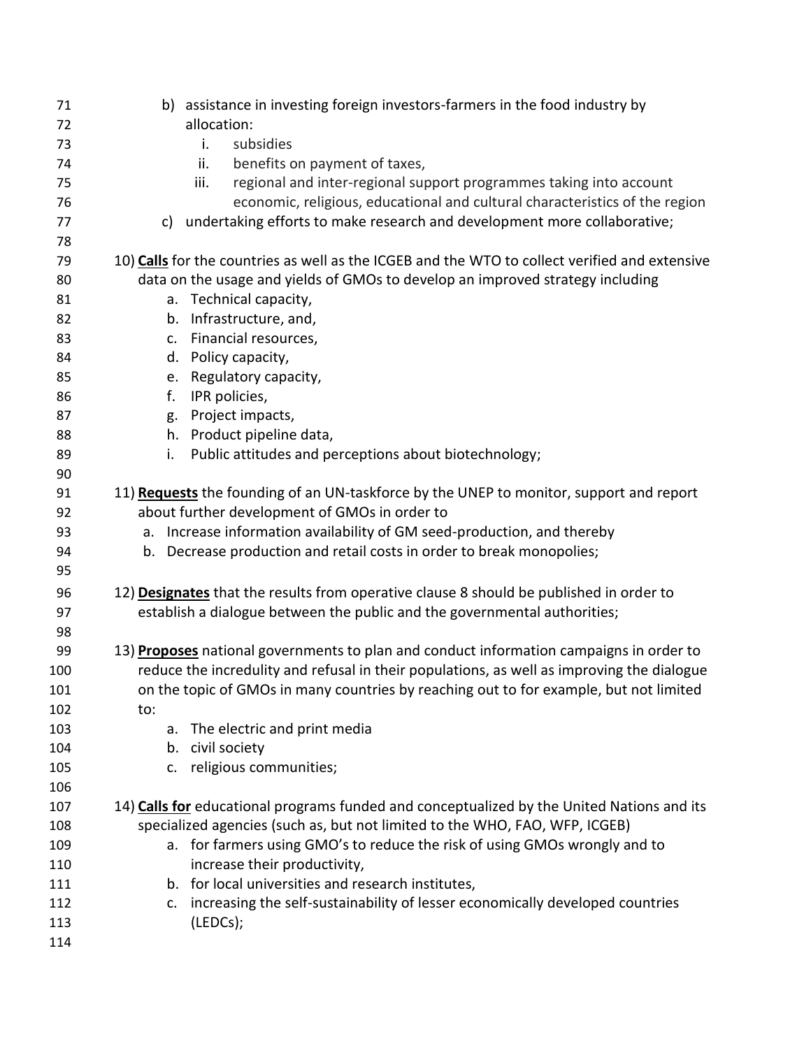b) assistance in investing foreign investors-farmers in the food industry by allocation:
    i. subsidies
    ii. benefits on payment of taxes,
    iii. regional and inter-regional support programmes taking into account economic, religious, educational and cultural characteristics of the region

c) undertaking efforts to make research and development more collaborative;

10) **Calls** for the countries as well as the ICGEB and the WTO to collect verified and extensive data on the usage and yields of GMOs to develop an improved strategy including
    a. Technical capacity,
    b. Infrastructure, and,
    c. Financial resources,
    d. Policy capacity,
    e. Regulatory capacity,
    f. IPR policies,
    g. Project impacts,
    h. Product pipeline data,
    i. Public attitudes and perceptions about biotechnology;

11) **Requests** the founding of an UN-taskforce by the UNEP to monitor, support and report about further development of GMOs in order to
    a. Increase information availability of GM seed-production, and thereby
    b. Decrease production and retail costs in order to break monopolies;

12) **Designates** that the results from operative clause 8 should be published in order to establish a dialogue between the public and the governmental authorities;

13) **Proposes** national governments to plan and conduct information campaigns in order to reduce the incredulity and refusal in their populations, as well as improving the dialogue on the topic of GMOs in many countries by reaching out to for example, but not limited to:
    a. The electric and print media
    b. civil society
    c. religious communities;

14) **Calls for** educational programs funded and conceptualized by the United Nations and its specialized agencies (such as, but not limited to the WHO, FAO, WFP, ICGEB)
    a. for farmers using GMO's to reduce the risk of using GMOs wrongly and to increase their productivity,
    b. for local universities and research institutes,
    c. increasing the self-sustainability of lesser economically developed countries (LEDCs);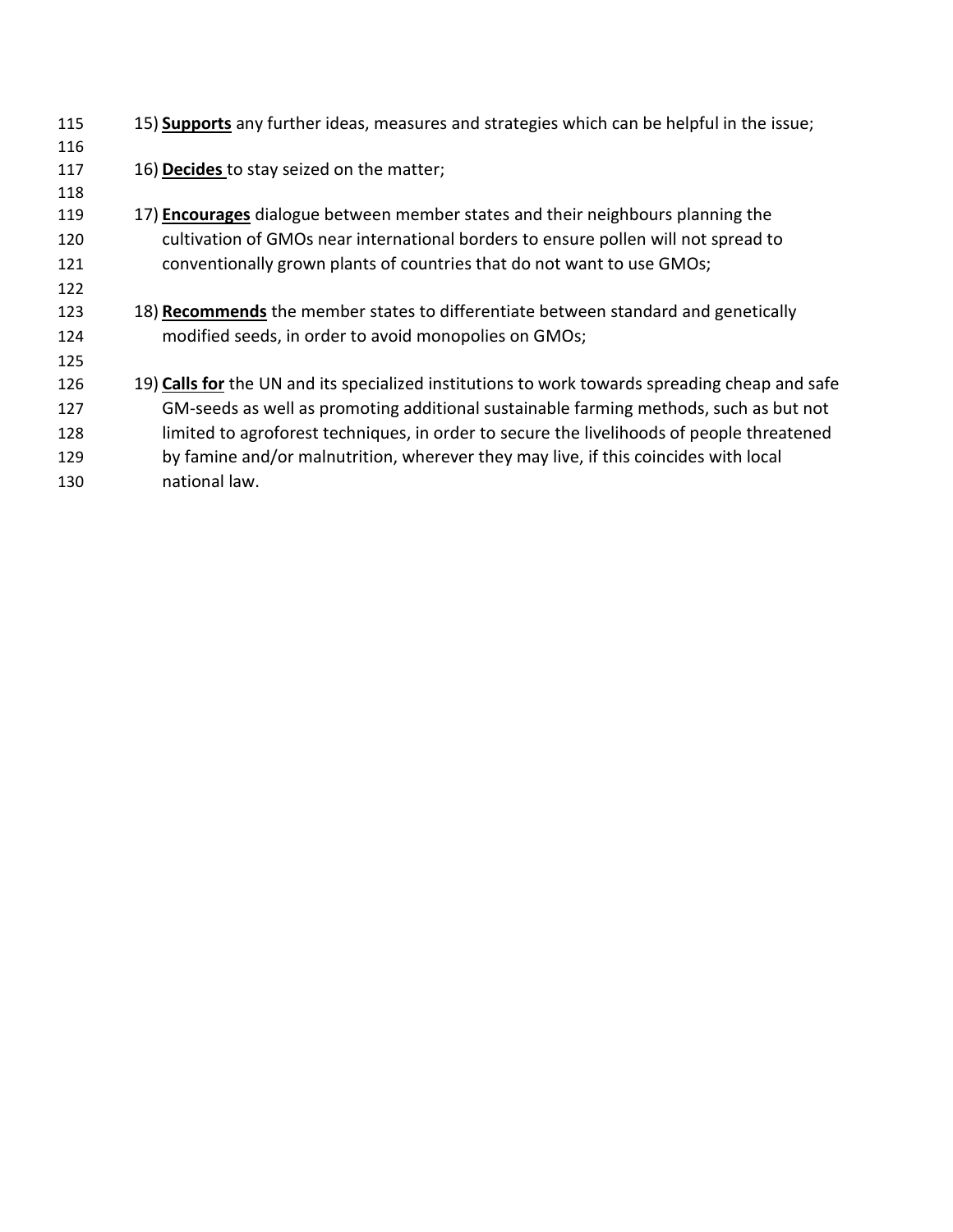15) **Supports** any further ideas, measures and strategies which can be helpful in the issue;

16) **Decides** to stay seized on the matter;

17) **Encourages** dialogue between member states and their neighbours planning the cultivation of GMOs near international borders to ensure pollen will not spread to conventionally grown plants of countries that do not want to use GMOs;

18) **Recommends** the member states to differentiate between standard and genetically modified seeds, in order to avoid monopolies on GMOs;

19) **Calls for** the UN and its specialized institutions to work towards spreading cheap and safe GM-seeds as well as promoting additional sustainable farming methods, such as but not limited to agroforest techniques, in order to secure the livelihoods of people threatened by famine and/or malnutrition, wherever they may live, if this coincides with local national law.